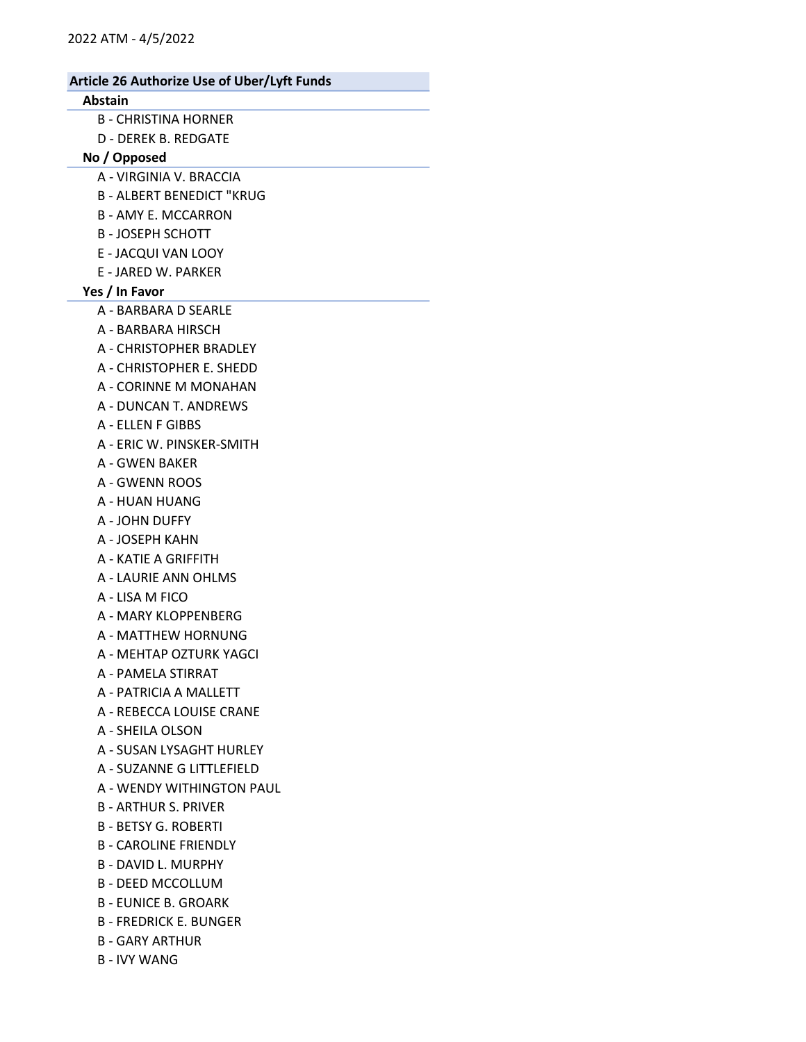## Article 26 Authorize Use of Uber/Lyft Funds

### Abstain

- B - CHRISTINA HORNER
- D - DEREK B. REDGATE

### No / Opposed

- A - VIRGINIA V. BRACCIA
- B - ALBERT BENEDICT "KRUG
- B - AMY E. MCCARRON
- B - JOSEPH SCHOTT
- E - JACQUI VAN LOOY
- E - JARED W. PARKER

### Yes / In Favor

- A - BARBARA D SEARLE
- A - BARBARA HIRSCH
- A - CHRISTOPHER BRADLEY
- A - CHRISTOPHER E. SHEDD
- A - CORINNE M MONAHAN
- A - DUNCAN T. ANDREWS
- A - ELLEN F GIBBS
- A - ERIC W. PINSKER-SMITH
- A - GWEN BAKER
- A - GWENN ROOS
- A - HUAN HUANG
- A - JOHN DUFFY
- A - JOSEPH KAHN
- A - KATIE A GRIFFITH
- A - LAURIE ANN OHLMS
- A - LISA M FICO
- A - MARY KLOPPENBERG
- A - MATTHEW HORNUNG
- A - MEHTAP OZTURK YAGCI
- A - PAMELA STIRRAT
- A - PATRICIA A MALLETT
- A - REBECCA LOUISE CRANE
- A - SHEILA OLSON
- A - SUSAN LYSAGHT HURLEY
- A - SUZANNE G LITTLEFIELD
- A - WENDY WITHINGTON PAUL
- B - ARTHUR S. PRIVER
- B - BETSY G. ROBERTI
- B - CAROLINE FRIENDLY
- B - DAVID L. MURPHY
- B - DEED MCCOLLUM
- B - EUNICE B. GROARK
- B - FREDRICK E. BUNGER
- B - GARY ARTHUR
- B - IVY WANG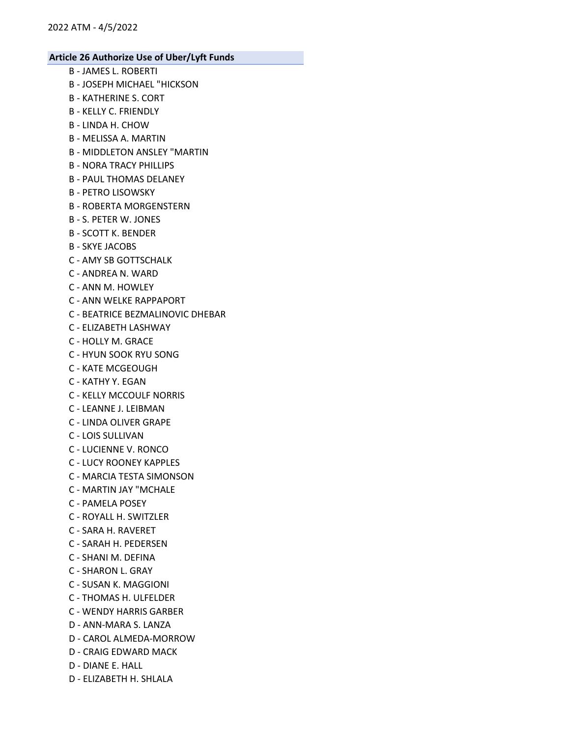## Article 26 Authorize Use of Uber/Lyft Funds

B - JAMES L. ROBERTI
B - JOSEPH MICHAEL "HICKSON
B - KATHERINE S. CORT
B - KELLY C. FRIENDLY
B - LINDA H. CHOW
B - MELISSA A. MARTIN
B - MIDDLETON ANSLEY "MARTIN
B - NORA TRACY PHILLIPS
B - PAUL THOMAS DELANEY
B - PETRO LISOWSKY
B - ROBERTA MORGENSTERN
B - S. PETER W. JONES
B - SCOTT K. BENDER
B - SKYE JACOBS
C - AMY SB GOTTSCHALK
C - ANDREA N. WARD
C - ANN M. HOWLEY
C - ANN WELKE RAPPAPORT
C - BEATRICE BEZMALINOVIC DHEBAR
C - ELIZABETH LASHWAY
C - HOLLY M. GRACE
C - HYUN SOOK RYU SONG
C - KATE MCGEOUGH
C - KATHY Y. EGAN
C - KELLY MCCOULF NORRIS
C - LEANNE J. LEIBMAN
C - LINDA OLIVER GRAPE
C - LOIS SULLIVAN
C - LUCIENNE V. RONCO
C - LUCY ROONEY KAPPLES
C - MARCIA TESTA SIMONSON
C - MARTIN JAY "MCHALE
C - PAMELA POSEY
C - ROYALL H. SWITZLER
C - SARA H. RAVERET
C - SARAH H. PEDERSEN
C - SHANI M. DEFINA
C - SHARON L. GRAY
C - SUSAN K. MAGGIONI
C - THOMAS H. ULFELDER
C - WENDY HARRIS GARBER
D - ANN-MARA S. LANZA
D - CAROL ALMEDA-MORROW
D - CRAIG EDWARD MACK
D - DIANE E. HALL
D - ELIZABETH H. SHLALA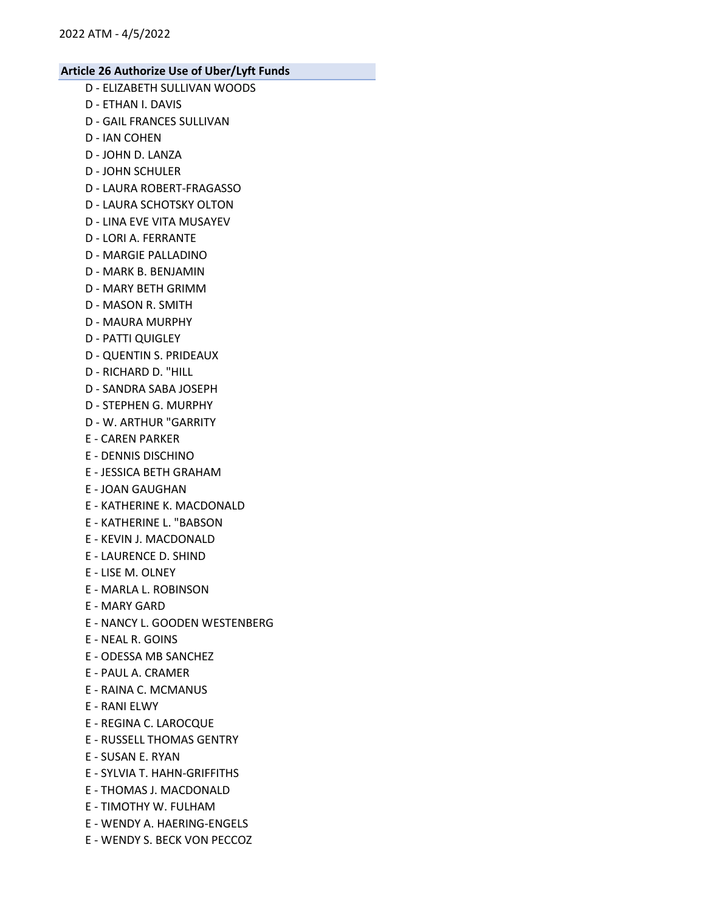### Article 26 Authorize Use of Uber/Lyft Funds

D - ELIZABETH SULLIVAN WOODS
D - ETHAN I. DAVIS
D - GAIL FRANCES SULLIVAN
D - IAN COHEN
D - JOHN D. LANZA
D - JOHN SCHULER
D - LAURA ROBERT-FRAGASSO
D - LAURA SCHOTSKY OLTON
D - LINA EVE VITA MUSAYEV
D - LORI A. FERRANTE
D - MARGIE PALLADINO
D - MARK B. BENJAMIN
D - MARY BETH GRIMM
D - MASON R. SMITH
D - MAURA MURPHY
D - PATTI QUIGLEY
D - QUENTIN S. PRIDEAUX
D - RICHARD D. "HILL
D - SANDRA SABA JOSEPH
D - STEPHEN G. MURPHY
D - W. ARTHUR "GARRITY
E - CAREN PARKER
E - DENNIS DISCHINO
E - JESSICA BETH GRAHAM
E - JOAN GAUGHAN
E - KATHERINE K. MACDONALD
E - KATHERINE L. "BABSON
E - KEVIN J. MACDONALD
E - LAURENCE D. SHIND
E - LISE M. OLNEY
E - MARLA L. ROBINSON
E - MARY GARD
E - NANCY L. GOODEN WESTENBERG
E - NEAL R. GOINS
E - ODESSA MB SANCHEZ
E - PAUL A. CRAMER
E - RAINA C. MCMANUS
E - RANI ELWY
E - REGINA C. LAROCQUE
E - RUSSELL THOMAS GENTRY
E - SUSAN E. RYAN
E - SYLVIA T. HAHN-GRIFFITHS
E - THOMAS J. MACDONALD
E - TIMOTHY W. FULHAM
E - WENDY A. HAERING-ENGELS
E - WENDY S. BECK VON PECCOZ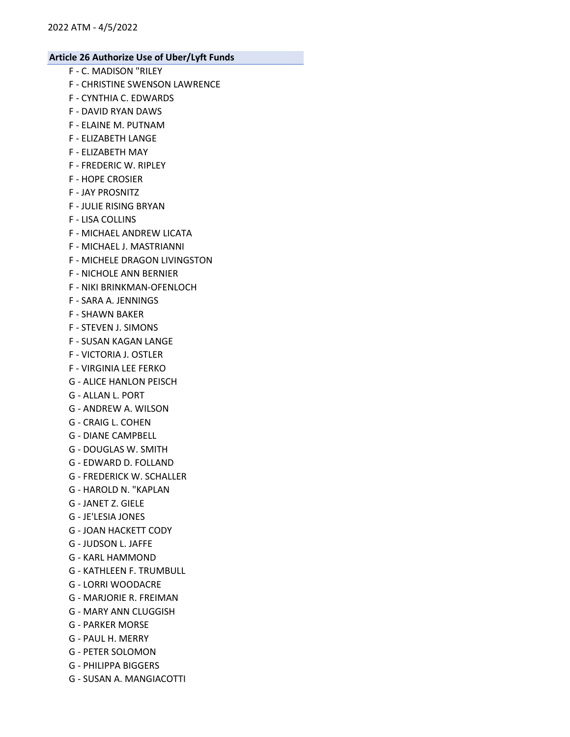## Article 26 Authorize Use of Uber/Lyft Funds

F - C. MADISON "RILEY
F - CHRISTINE SWENSON LAWRENCE
F - CYNTHIA C. EDWARDS
F - DAVID RYAN DAWS
F - ELAINE M. PUTNAM
F - ELIZABETH LANGE
F - ELIZABETH MAY
F - FREDERIC W. RIPLEY
F - HOPE CROSIER
F - JAY PROSNITZ
F - JULIE RISING BRYAN
F - LISA COLLINS
F - MICHAEL ANDREW LICATA
F - MICHAEL J. MASTRIANNI
F - MICHELE DRAGON LIVINGSTON
F - NICHOLE ANN BERNIER
F - NIKI BRINKMAN-OFENLOCH
F - SARA A. JENNINGS
F - SHAWN BAKER
F - STEVEN J. SIMONS
F - SUSAN KAGAN LANGE
F - VICTORIA J. OSTLER
F - VIRGINIA LEE FERKO
G - ALICE HANLON PEISCH
G - ALLAN L. PORT
G - ANDREW A. WILSON
G - CRAIG L. COHEN
G - DIANE CAMPBELL
G - DOUGLAS W. SMITH
G - EDWARD D. FOLLAND
G - FREDERICK W. SCHALLER
G - HAROLD N. "KAPLAN
G - JANET Z. GIELE
G - JE'LESIA JONES
G - JOAN HACKETT CODY
G - JUDSON L. JAFFE
G - KARL HAMMOND
G - KATHLEEN F. TRUMBULL
G - LORRI WOODACRE
G - MARJORIE R. FREIMAN
G - MARY ANN CLUGGISH
G - PARKER MORSE
G - PAUL H. MERRY
G - PETER SOLOMON
G - PHILIPPA BIGGERS
G - SUSAN A. MANGIACOTTI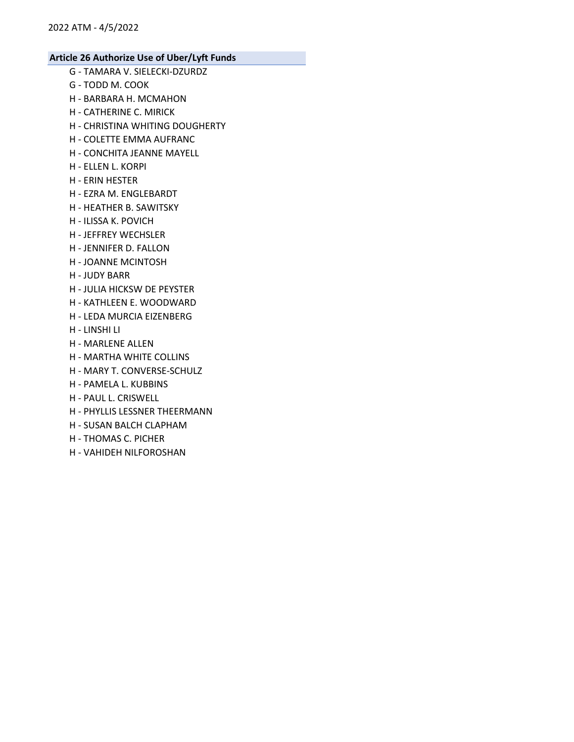## Article 26 Authorize Use of Uber/Lyft Funds

- G - TAMARA V. SIELECKI-DZURDZ
- G - TODD M. COOK
- H - BARBARA H. MCMAHON
- H - CATHERINE C. MIRICK
- H - CHRISTINA WHITING DOUGHERTY
- H - COLETTE EMMA AUFRANC
- H - CONCHITA JEANNE MAYELL
- H - ELLEN L. KORPI
- H - ERIN HESTER
- H - EZRA M. ENGLEBARDT
- H - HEATHER B. SAWITSKY
- H - ILISSA K. POVICH
- H - JEFFREY WECHSLER
- H - JENNIFER D. FALLON
- H - JOANNE MCINTOSH
- H - JUDY BARR
- H - JULIA HICKSW DE PEYSTER
- H - KATHLEEN E. WOODWARD
- H - LEDA MURCIA EIZENBERG
- H - LINSHI LI
- H - MARLENE ALLEN
- H - MARTHA WHITE COLLINS
- H - MARY T. CONVERSE-SCHULZ
- H - PAMELA L. KUBBINS
- H - PAUL L. CRISWELL
- H - PHYLLIS LESSNER THEERMANN
- H - SUSAN BALCH CLAPHAM
- H - THOMAS C. PICHER
- H - VAHIDEH NILFOROSHAN